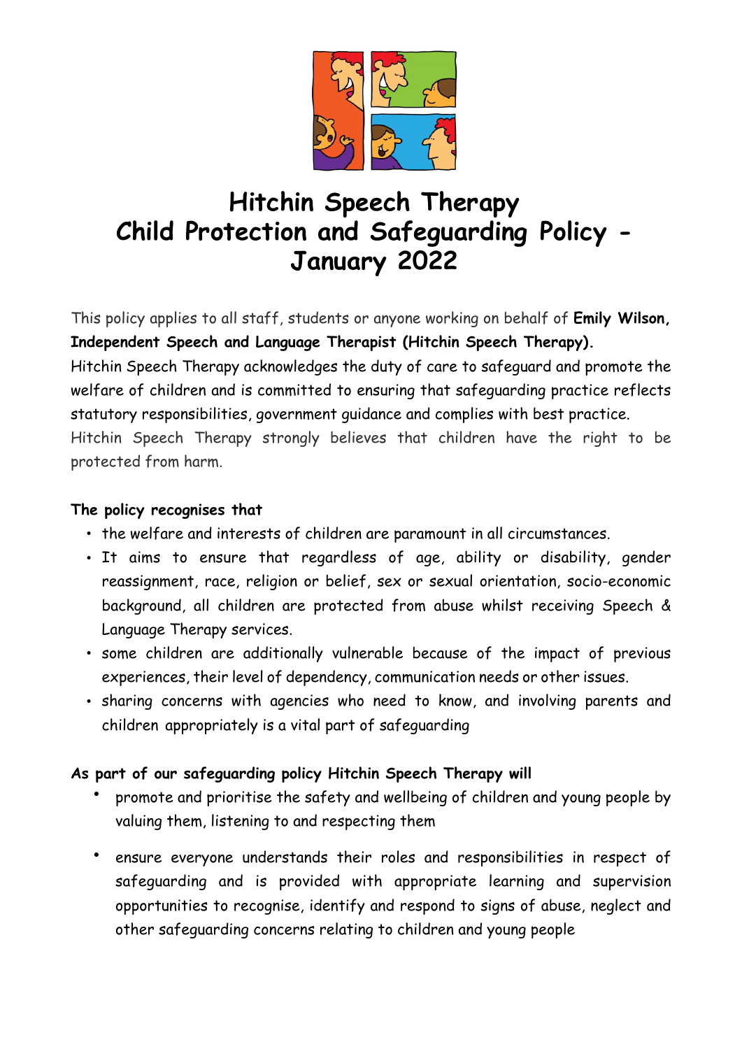# Hitchin Speech Therapy
# Child Protection and Safeguarding Policy - January 2022

This policy applies to all staff, students or anyone working on behalf of **Emily Wilson, Independent Speech and Language Therapist (Hitchin Speech Therapy).**

Hitchin Speech Therapy acknowledges the duty of care to safeguard and promote the welfare of children and is committed to ensuring that safeguarding practice reflects statutory responsibilities, government guidance and complies with best practice.

Hitchin Speech Therapy strongly believes that children have the right to be protected from harm.

**The policy recognises that**

- the welfare and interests of children are paramount in all circumstances.
- It aims to ensure that regardless of age, ability or disability, gender reassignment, race, religion or belief, sex or sexual orientation, socio-economic background, all children are protected from abuse whilst receiving Speech & Language Therapy services.
- some children are additionally vulnerable because of the impact of previous experiences, their level of dependency, communication needs or other issues.
- sharing concerns with agencies who need to know, and involving parents and children appropriately is a vital part of safeguarding

**As part of our safeguarding policy Hitchin Speech Therapy will**

- promote and prioritise the safety and wellbeing of children and young people by valuing them, listening to and respecting them
- ensure everyone understands their roles and responsibilities in respect of safeguarding and is provided with appropriate learning and supervision opportunities to recognise, identify and respond to signs of abuse, neglect and other safeguarding concerns relating to children and young people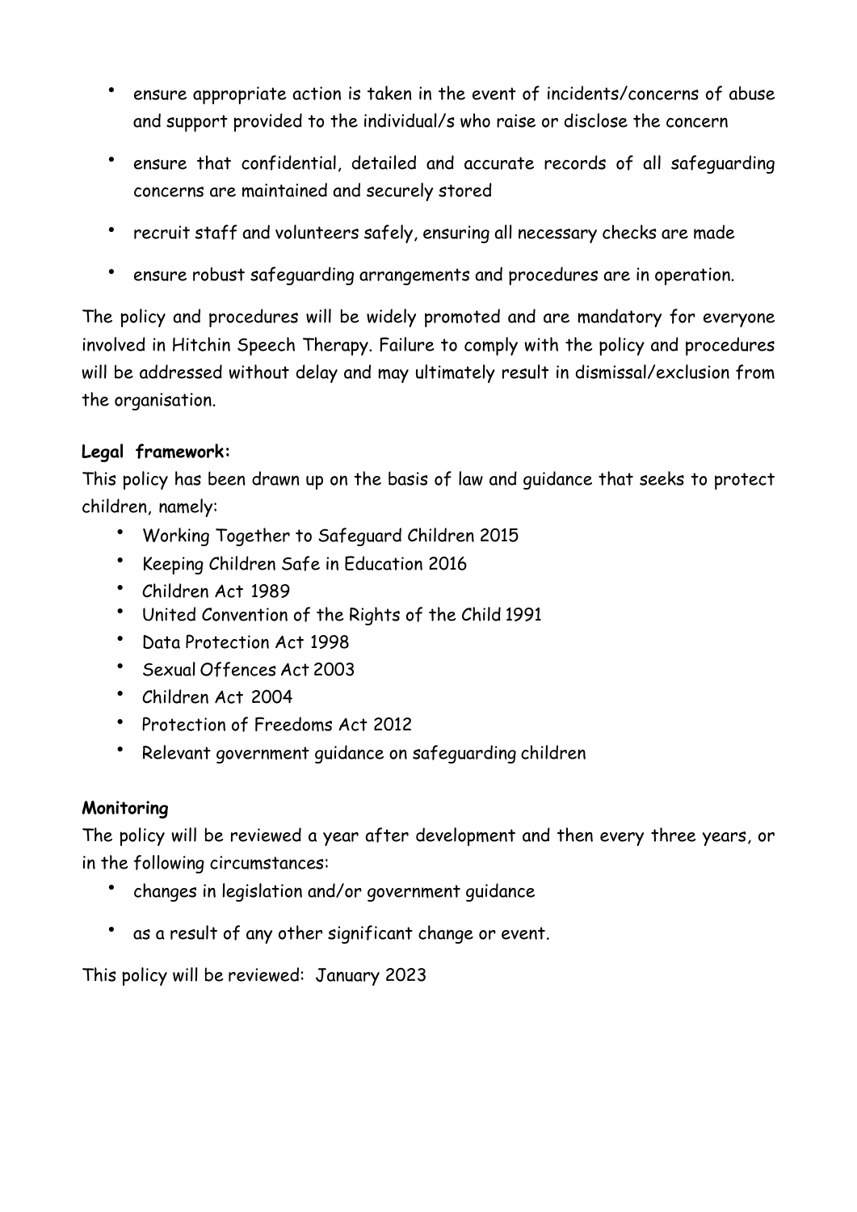- ensure appropriate action is taken in the event of incidents/concerns of abuse and support provided to the individual/s who raise or disclose the concern
- ensure that confidential, detailed and accurate records of all safeguarding concerns are maintained and securely stored
- recruit staff and volunteers safely, ensuring all necessary checks are made
- ensure robust safeguarding arrangements and procedures are in operation.

The policy and procedures will be widely promoted and are mandatory for everyone involved in Hitchin Speech Therapy. Failure to comply with the policy and procedures will be addressed without delay and may ultimately result in dismissal/exclusion from the organisation.

**Legal framework:**

This policy has been drawn up on the basis of law and guidance that seeks to protect children, namely:

- Working Together to Safeguard Children 2015
- Keeping Children Safe in Education 2016
- Children Act 1989
- United Convention of the Rights of the Child 1991
- Data Protection Act 1998
- Sexual Offences Act 2003
- Children Act 2004
- Protection of Freedoms Act 2012
- Relevant government guidance on safeguarding children

**Monitoring**

The policy will be reviewed a year after development and then every three years, or in the following circumstances:

- changes in legislation and/or government guidance
- as a result of any other significant change or event.

This policy will be reviewed: January 2023